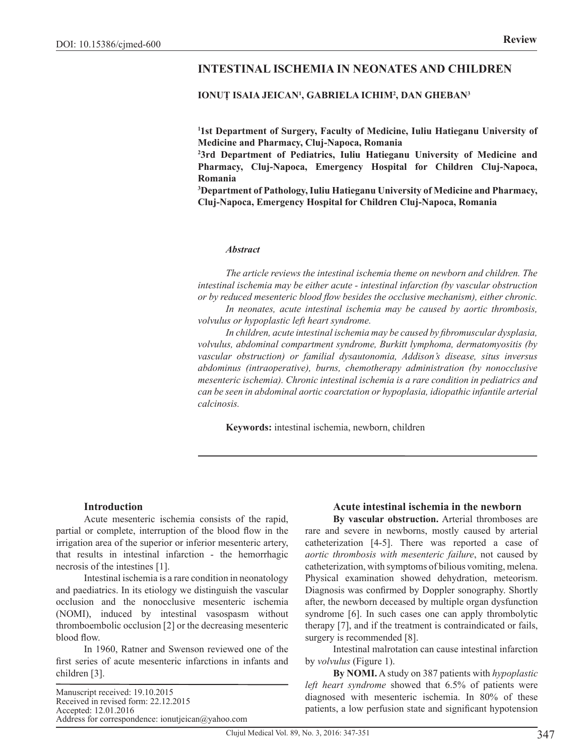DOI: 10.15386/cjmed-600

Review

# INTESTINAL ISCHEMIA IN NEONATES AND CHILDREN

**IONUȚ ISAIA JEICAN[1], GABRIELA ICHIM[2], DAN GHEBAN[3]**

**[1]1st Department of Surgery, Faculty of Medicine, Iuliu Hatieganu University of Medicine and Pharmacy, Cluj-Napoca, Romania**
**[2]3rd Department of Pediatrics, Iuliu Hatieganu University of Medicine and Pharmacy, Cluj-Napoca, Emergency Hospital for Children Cluj-Napoca, Romania**
**[3]Department of Pathology, Iuliu Hatieganu University of Medicine and Pharmacy, Cluj-Napoca, Emergency Hospital for Children Cluj-Napoca, Romania**

***Abstract***

*The article reviews the intestinal ischemia theme on newborn and children. The intestinal ischemia may be either acute - intestinal infarction (by vascular obstruction or by reduced mesenteric blood flow besides the occlusive mechanism), either chronic.*

*In neonates, acute intestinal ischemia may be caused by aortic thrombosis, volvulus or hypoplastic left heart syndrome.*

*In children, acute intestinal ischemia may be caused by fibromuscular dysplasia, volvulus, abdominal compartment syndrome, Burkitt lymphoma, dermatomyositis (by vascular obstruction) or familial dysautonomia, Addison's disease, situs inversus abdominus (intraoperative), burns, chemotherapy administration (by nonocclusive mesenteric ischemia). Chronic intestinal ischemia is a rare condition in pediatrics and can be seen in abdominal aortic coarctation or hypoplasia, idiopathic infantile arterial calcinosis.*

**Keywords:** intestinal ischemia, newborn, children

## Introduction

Acute mesenteric ischemia consists of the rapid, partial or complete, interruption of the blood flow in the irrigation area of the superior or inferior mesenteric artery, that results in intestinal infarction - the hemorrhagic necrosis of the intestines [1].

Intestinal ischemia is a rare condition in neonatology and paediatrics. In its etiology we distinguish the vascular occlusion and the nonocclusive mesenteric ischemia (NOMI), induced by intestinal vasospasm without thromboembolic occlusion [2] or the decreasing mesenteric blood flow.

In 1960, Ratner and Swenson reviewed one of the first series of acute mesenteric infarctions in infants and children [3].

Manuscript received: 19.10.2015
Received in revised form: 22.12.2015
Accepted: 12.01.2016
Address for correspondence: ionutjeican@yahoo.com

## Acute intestinal ischemia in the newborn

**By vascular obstruction.** Arterial thromboses are rare and severe in newborns, mostly caused by arterial catheterization [4-5]. There was reported a case of *aortic thrombosis with mesenteric failure*, not caused by catheterization, with symptoms of bilious vomiting, melena. Physical examination showed dehydration, meteorism. Diagnosis was confirmed by Doppler sonography. Shortly after, the newborn deceased by multiple organ dysfunction syndrome [6]. In such cases one can apply thrombolytic therapy [7], and if the treatment is contraindicated or fails, surgery is recommended [8].

Intestinal malrotation can cause intestinal infarction by *volvulus* (Figure 1).

**By NOMI.** A study on 387 patients with *hypoplastic left heart syndrome* showed that 6.5% of patients were diagnosed with mesenteric ischemia. In 80% of these patients, a low perfusion state and significant hypotension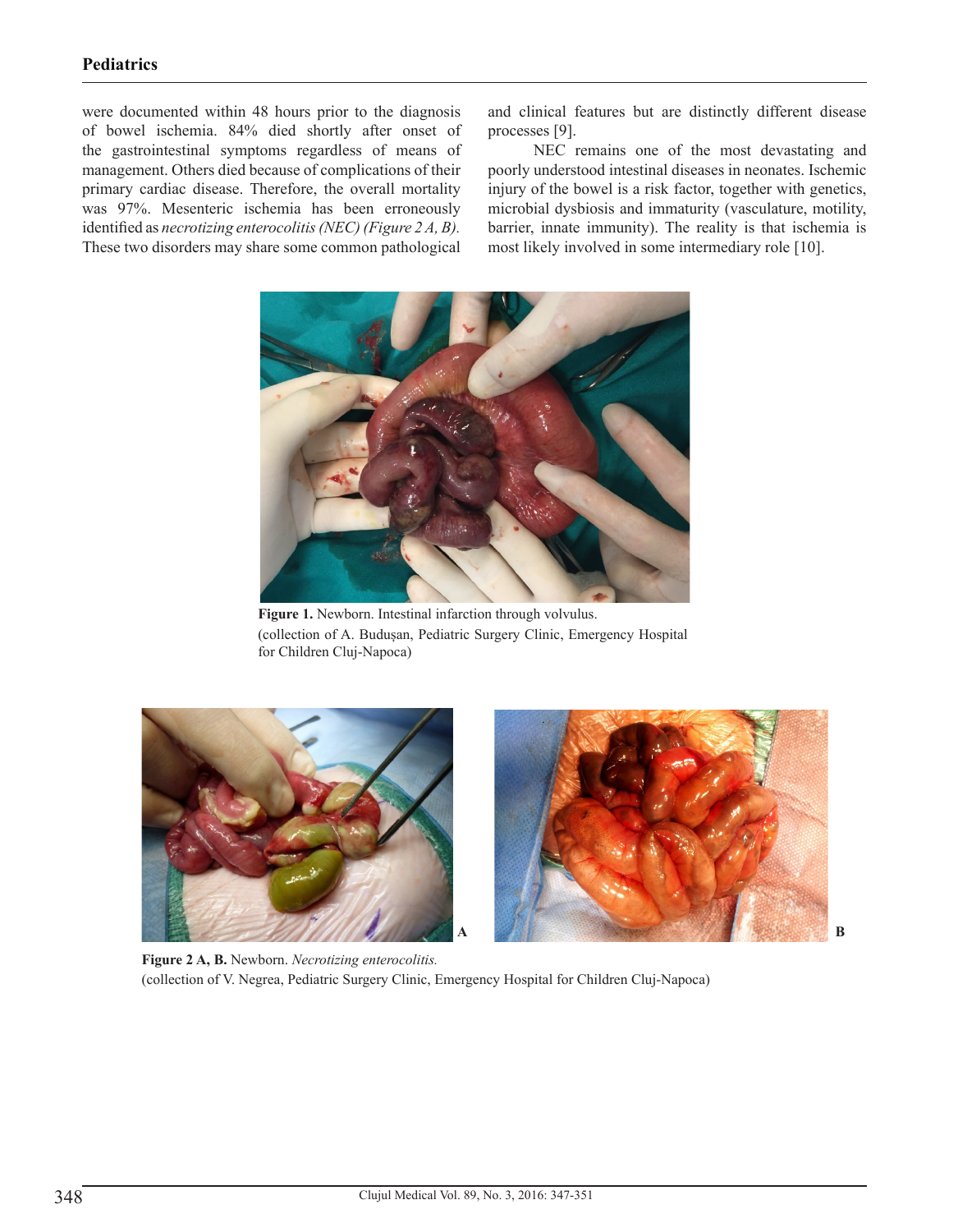were documented within 48 hours prior to the diagnosis of bowel ischemia. 84% died shortly after onset of the gastrointestinal symptoms regardless of means of management. Others died because of complications of their primary cardiac disease. Therefore, the overall mortality was 97%. Mesenteric ischemia has been erroneously identified as *necrotizing enterocolitis (NEC) (Figure 2 A, B).* These two disorders may share some common pathological and clinical features but are distinctly different disease processes [9].

NEC remains one of the most devastating and poorly understood intestinal diseases in neonates. Ischemic injury of the bowel is a risk factor, together with genetics, microbial dysbiosis and immaturity (vasculature, motility, barrier, innate immunity). The reality is that ischemia is most likely involved in some intermediary role [10].

**Figure 1.** Newborn. Intestinal infarction through volvulus.
(collection of A. Budușan, Pediatric Surgery Clinic, Emergency Hospital for Children Cluj-Napoca)

**Figure 2 A, B.** Newborn. *Necrotizing enterocolitis.*
(collection of V. Negrea, Pediatric Surgery Clinic, Emergency Hospital for Children Cluj-Napoca)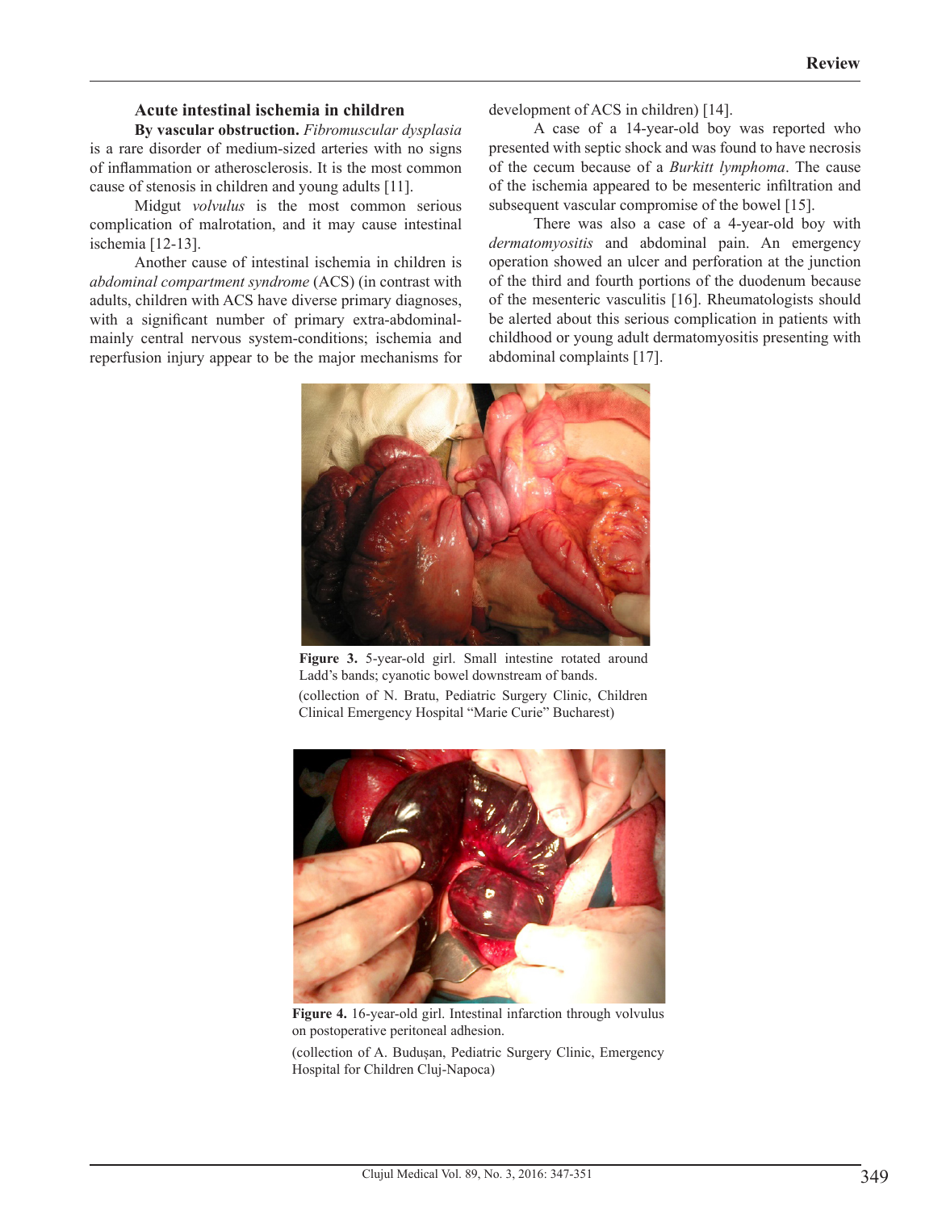### Acute intestinal ischemia in children

**By vascular obstruction.** *Fibromuscular dysplasia* is a rare disorder of medium-sized arteries with no signs of inflammation or atherosclerosis. It is the most common cause of stenosis in children and young adults [11].

Midgut *volvulus* is the most common serious complication of malrotation, and it may cause intestinal ischemia [12-13].

Another cause of intestinal ischemia in children is *abdominal compartment syndrome* (ACS) (in contrast with adults, children with ACS have diverse primary diagnoses, with a significant number of primary extra-abdominal-mainly central nervous system-conditions; ischemia and reperfusion injury appear to be the major mechanisms for development of ACS in children) [14].

A case of a 14-year-old boy was reported who presented with septic shock and was found to have necrosis of the cecum because of a *Burkitt lymphoma*. The cause of the ischemia appeared to be mesenteric infiltration and subsequent vascular compromise of the bowel [15].

There was also a case of a 4-year-old boy with *dermatomyositis* and abdominal pain. An emergency operation showed an ulcer and perforation at the junction of the third and fourth portions of the duodenum because of the mesenteric vasculitis [16]. Rheumatologists should be alerted about this serious complication in patients with childhood or young adult dermatomyositis presenting with abdominal complaints [17].

**Figure 3.** 5-year-old girl. Small intestine rotated around Ladd's bands; cyanotic bowel downstream of bands.

(collection of N. Bratu, Pediatric Surgery Clinic, Children Clinical Emergency Hospital "Marie Curie" Bucharest)

**Figure 4.** 16-year-old girl. Intestinal infarction through volvulus on postoperative peritoneal adhesion.

(collection of A. Budușan, Pediatric Surgery Clinic, Emergency Hospital for Children Cluj-Napoca)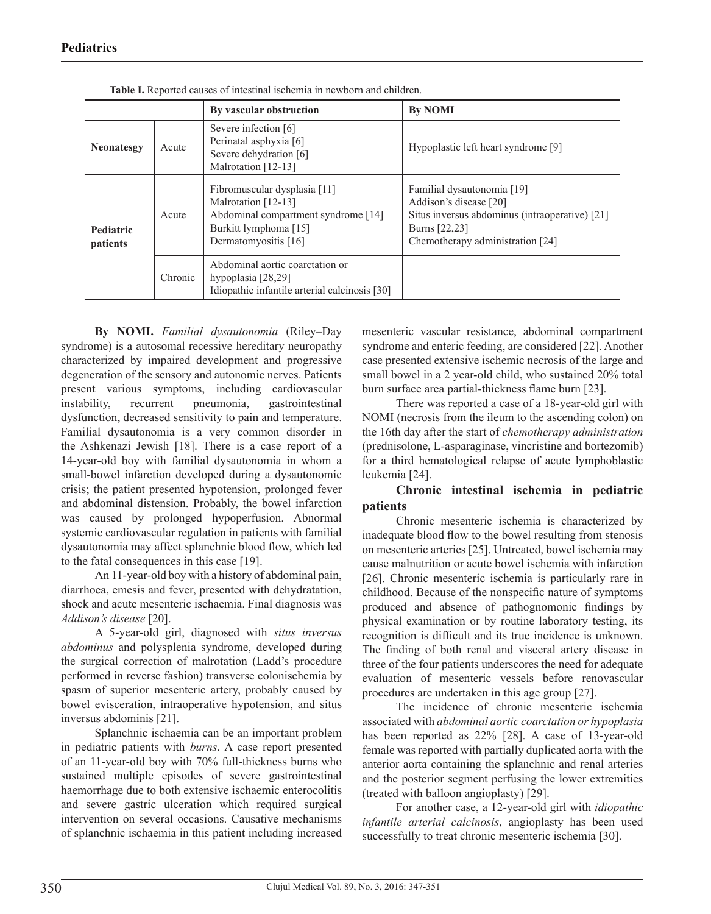**Table I.** Reported causes of intestinal ischemia in newborn and children.

| | | By vascular obstruction | By NOMI |
|---|---|---|---|
| **Neonatesgy** | Acute | Severe infection [6]<br>Perinatal asphyxia [6]<br>Severe dehydration [6]<br>Malrotation [12-13] | Hypoplastic left heart syndrome [9] |
| **Pediatric patients** | Acute | Fibromuscular dysplasia [11]<br>Malrotation [12-13]<br>Abdominal compartment syndrome [14]<br>Burkitt lymphoma [15]<br>Dermatomyositis [16] | Familial dysautonomia [19]<br>Addison's disease [20]<br>Situs inversus abdominus (intraoperative) [21]<br>Burns [22,23]<br>Chemotherapy administration [24] |
| | Chronic | Abdominal aortic coarctation or hypoplasia [28,29]<br>Idiopathic infantile arterial calcinosis [30] | |

**By NOMI.** *Familial dysautonomia* (Riley–Day syndrome) is a autosomal recessive hereditary neuropathy characterized by impaired development and progressive degeneration of the sensory and autonomic nerves. Patients present various symptoms, including cardiovascular instability, recurrent pneumonia, gastrointestinal dysfunction, decreased sensitivity to pain and temperature. Familial dysautonomia is a very common disorder in the Ashkenazi Jewish [18]. There is a case report of a 14-year-old boy with familial dysautonomia in whom a small-bowel infarction developed during a dysautonomic crisis; the patient presented hypotension, prolonged fever and abdominal distension. Probably, the bowel infarction was caused by prolonged hypoperfusion. Abnormal systemic cardiovascular regulation in patients with familial dysautonomia may affect splanchnic blood flow, which led to the fatal consequences in this case [19].

An 11-year-old boy with a history of abdominal pain, diarrhoea, emesis and fever, presented with dehydratation, shock and acute mesenteric ischaemia. Final diagnosis was *Addison's disease* [20].

A 5-year-old girl, diagnosed with *situs inversus abdominus* and polysplenia syndrome, developed during the surgical correction of malrotation (Ladd's procedure performed in reverse fashion) transverse colonischemia by spasm of superior mesenteric artery, probably caused by bowel evisceration, intraoperative hypotension, and situs inversus abdominis [21].

Splanchnic ischaemia can be an important problem in pediatric patients with *burns*. A case report presented of an 11-year-old boy with 70% full-thickness burns who sustained multiple episodes of severe gastrointestinal haemorrhage due to both extensive ischaemic enterocolitis and severe gastric ulceration which required surgical intervention on several occasions. Causative mechanisms of splanchnic ischaemia in this patient including increased mesenteric vascular resistance, abdominal compartment syndrome and enteric feeding, are considered [22]. Another case presented extensive ischemic necrosis of the large and small bowel in a 2 year-old child, who sustained 20% total burn surface area partial-thickness flame burn [23].

There was reported a case of a 18-year-old girl with NOMI (necrosis from the ileum to the ascending colon) on the 16th day after the start of *chemotherapy administration* (prednisolone, L-asparaginase, vincristine and bortezomib) for a third hematological relapse of acute lymphoblastic leukemia [24].

### Chronic intestinal ischemia in pediatric patients

Chronic mesenteric ischemia is characterized by inadequate blood flow to the bowel resulting from stenosis on mesenteric arteries [25]. Untreated, bowel ischemia may cause malnutrition or acute bowel ischemia with infarction [26]. Chronic mesenteric ischemia is particularly rare in childhood. Because of the nonspecific nature of symptoms produced and absence of pathognomonic findings by physical examination or by routine laboratory testing, its recognition is difficult and its true incidence is unknown. The finding of both renal and visceral artery disease in three of the four patients underscores the need for adequate evaluation of mesenteric vessels before renovascular procedures are undertaken in this age group [27].

The incidence of chronic mesenteric ischemia associated with *abdominal aortic coarctation or hypoplasia* has been reported as 22% [28]. A case of 13-year-old female was reported with partially duplicated aorta with the anterior aorta containing the splanchnic and renal arteries and the posterior segment perfusing the lower extremities (treated with balloon angioplasty) [29].

For another case, a 12-year-old girl with *idiopathic infantile arterial calcinosis*, angioplasty has been used successfully to treat chronic mesenteric ischemia [30].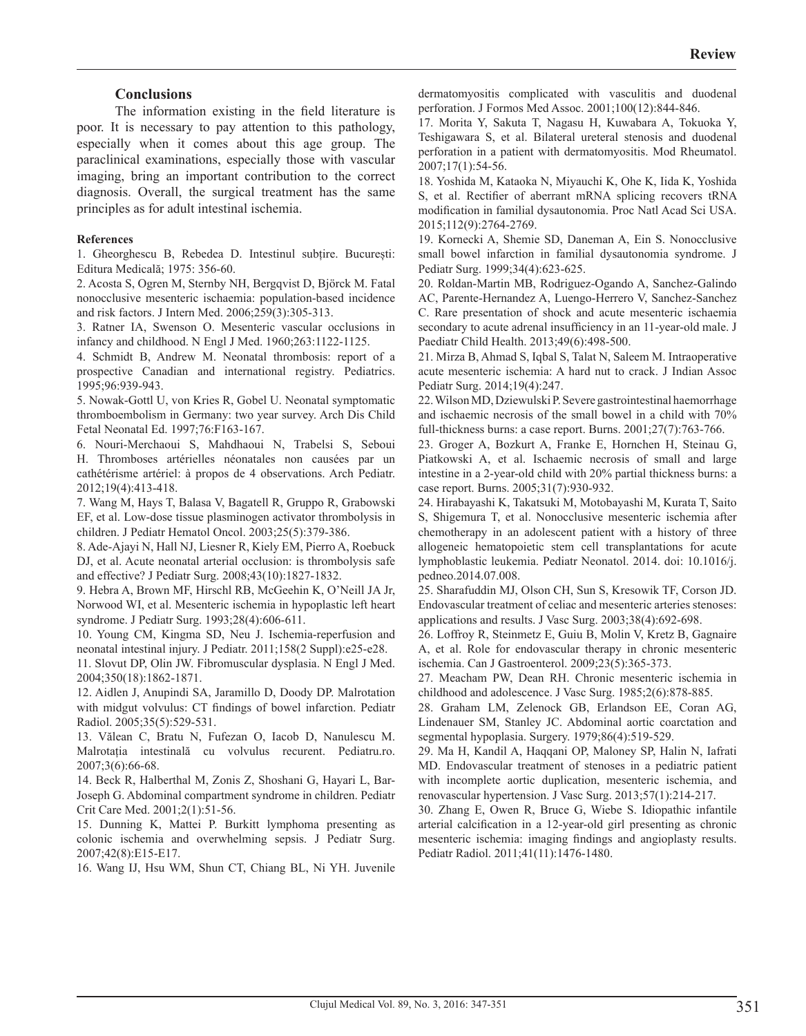## Conclusions

The information existing in the field literature is poor. It is necessary to pay attention to this pathology, especially when it comes about this age group. The paraclinical examinations, especially those with vascular imaging, bring an important contribution to the correct diagnosis. Overall, the surgical treatment has the same principles as for adult intestinal ischemia.

**References**

1. Gheorghescu B, Rebedea D. Intestinul subțire. București: Editura Medicală; 1975: 356-60.
2. Acosta S, Ogren M, Sternby NH, Bergqvist D, Björck M. Fatal nonocclusive mesenteric ischaemia: population-based incidence and risk factors. J Intern Med. 2006;259(3):305-313.
3. Ratner IA, Swenson O. Mesenteric vascular occlusions in infancy and childhood. N Engl J Med. 1960;263:1122-1125.
4. Schmidt B, Andrew M. Neonatal thrombosis: report of a prospective Canadian and international registry. Pediatrics. 1995;96:939-943.
5. Nowak-Gottl U, von Kries R, Gobel U. Neonatal symptomatic thromboembolism in Germany: two year survey. Arch Dis Child Fetal Neonatal Ed. 1997;76:F163-167.
6. Nouri-Merchaoui S, Mahdhaoui N, Trabelsi S, Seboui H. Thromboses artérielles néonatales non causées par un cathétérisme artériel: à propos de 4 observations. Arch Pediatr. 2012;19(4):413-418.
7. Wang M, Hays T, Balasa V, Bagatell R, Gruppo R, Grabowski EF, et al. Low-dose tissue plasminogen activator thrombolysis in children. J Pediatr Hematol Oncol. 2003;25(5):379-386.
8. Ade-Ajayi N, Hall NJ, Liesner R, Kiely EM, Pierro A, Roebuck DJ, et al. Acute neonatal arterial occlusion: is thrombolysis safe and effective? J Pediatr Surg. 2008;43(10):1827-1832.
9. Hebra A, Brown MF, Hirschl RB, McGeehin K, O'Neill JA Jr, Norwood WI, et al. Mesenteric ischemia in hypoplastic left heart syndrome. J Pediatr Surg. 1993;28(4):606-611.
10. Young CM, Kingma SD, Neu J. Ischemia-reperfusion and neonatal intestinal injury. J Pediatr. 2011;158(2 Suppl):e25-e28.
11. Slovut DP, Olin JW. Fibromuscular dysplasia. N Engl J Med. 2004;350(18):1862-1871.
12. Aidlen J, Anupindi SA, Jaramillo D, Doody DP. Malrotation with midgut volvulus: CT findings of bowel infarction. Pediatr Radiol. 2005;35(5):529-531.
13. Vălean C, Bratu N, Fufezan O, Iacob D, Nanulescu M. Malrotația intestinală cu volvulus recurent. Pediatru.ro. 2007;3(6):66-68.
14. Beck R, Halberthal M, Zonis Z, Shoshani G, Hayari L, Bar-Joseph G. Abdominal compartment syndrome in children. Pediatr Crit Care Med. 2001;2(1):51-56.
15. Dunning K, Mattei P. Burkitt lymphoma presenting as colonic ischemia and overwhelming sepsis. J Pediatr Surg. 2007;42(8):E15-E17.
16. Wang IJ, Hsu WM, Shun CT, Chiang BL, Ni YH. Juvenile dermatomyositis complicated with vasculitis and duodenal perforation. J Formos Med Assoc. 2001;100(12):844-846.
17. Morita Y, Sakuta T, Nagasu H, Kuwabara A, Tokuoka Y, Teshigawara S, et al. Bilateral ureteral stenosis and duodenal perforation in a patient with dermatomyositis. Mod Rheumatol. 2007;17(1):54-56.
18. Yoshida M, Kataoka N, Miyauchi K, Ohe K, Iida K, Yoshida S, et al. Rectifier of aberrant mRNA splicing recovers tRNA modification in familial dysautonomia. Proc Natl Acad Sci USA. 2015;112(9):2764-2769.
19. Kornecki A, Shemie SD, Daneman A, Ein S. Nonocclusive small bowel infarction in familial dysautonomia syndrome. J Pediatr Surg. 1999;34(4):623-625.
20. Roldan-Martin MB, Rodriguez-Ogando A, Sanchez-Galindo AC, Parente-Hernandez A, Luengo-Herrero V, Sanchez-Sanchez C. Rare presentation of shock and acute mesenteric ischaemia secondary to acute adrenal insufficiency in an 11-year-old male. J Paediatr Child Health. 2013;49(6):498-500.
21. Mirza B, Ahmad S, Iqbal S, Talat N, Saleem M. Intraoperative acute mesenteric ischemia: A hard nut to crack. J Indian Assoc Pediatr Surg. 2014;19(4):247.
22. Wilson MD, Dziewulski P. Severe gastrointestinal haemorrhage and ischaemic necrosis of the small bowel in a child with 70% full-thickness burns: a case report. Burns. 2001;27(7):763-766.
23. Groger A, Bozkurt A, Franke E, Hornchen H, Steinau G, Piatkowski A, et al. Ischaemic necrosis of small and large intestine in a 2-year-old child with 20% partial thickness burns: a case report. Burns. 2005;31(7):930-932.
24. Hirabayashi K, Takatsuki M, Motobayashi M, Kurata T, Saito S, Shigemura T, et al. Nonocclusive mesenteric ischemia after chemotherapy in an adolescent patient with a history of three allogeneic hematopoietic stem cell transplantations for acute lymphoblastic leukemia. Pediatr Neonatol. 2014. doi: 10.1016/j.pedneo.2014.07.008.
25. Sharafuddin MJ, Olson CH, Sun S, Kresowik TF, Corson JD. Endovascular treatment of celiac and mesenteric arteries stenoses: applications and results. J Vasc Surg. 2003;38(4):692-698.
26. Loffroy R, Steinmetz E, Guiu B, Molin V, Kretz B, Gagnaire A, et al. Role for endovascular therapy in chronic mesenteric ischemia. Can J Gastroenterol. 2009;23(5):365-373.
27. Meacham PW, Dean RH. Chronic mesenteric ischemia in childhood and adolescence. J Vasc Surg. 1985;2(6):878-885.
28. Graham LM, Zelenock GB, Erlandson EE, Coran AG, Lindenauer SM, Stanley JC. Abdominal aortic coarctation and segmental hypoplasia. Surgery. 1979;86(4):519-529.
29. Ma H, Kandil A, Haqqani OP, Maloney SP, Halin N, Iafrati MD. Endovascular treatment of stenoses in a pediatric patient with incomplete aortic duplication, mesenteric ischemia, and renovascular hypertension. J Vasc Surg. 2013;57(1):214-217.
30. Zhang E, Owen R, Bruce G, Wiebe S. Idiopathic infantile arterial calcification in a 12-year-old girl presenting as chronic mesenteric ischemia: imaging findings and angioplasty results. Pediatr Radiol. 2011;41(11):1476-1480.